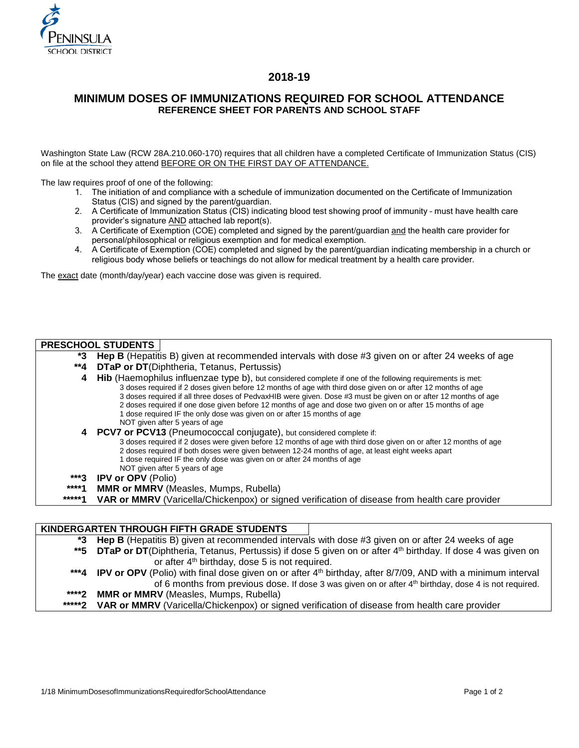PENINSULA SCHOOL DISTRICT

# 2018-19

## MINIMUM DOSES OF IMMUNIZATIONS REQUIRED FOR SCHOOL ATTENDANCE

### REFERENCE SHEET FOR PARENTS AND SCHOOL STAFF

Washington State Law (RCW 28A.210.060-170) requires that all children have a completed Certificate of Immunization Status (CIS) on file at the school they attend BEFORE OR ON THE FIRST DAY OF ATTENDANCE.

The law requires proof of one of the following:

1. The initiation of and compliance with a schedule of immunization documented on the Certificate of Immunization Status (CIS) and signed by the parent/guardian.
2. A Certificate of Immunization Status (CIS) indicating blood test showing proof of immunity – must have health care provider's signature AND attached lab report(s).
3. A Certificate of Exemption (COE) completed and signed by the parent/guardian and the health care provider for personal/philosophical or religious exemption and for medical exemption.
4. A Certificate of Exemption (COE) completed and signed by the parent/guardian indicating membership in a church or religious body whose beliefs or teachings do not allow for medical treatment by a health care provider.

The exact date (month/day/year) each vaccine dose was given is required.

| PRESCHOOL STUDENTS | |
|---|---|
| *3 | **Hep B** (Hepatitis B) given at recommended intervals with dose #3 given on or after 24 weeks of age |
| **4 | **DTaP or DT** (Diphtheria, Tetanus, Pertussis) |
| 4 | **Hib** (Haemophilus influenzae type b), but considered complete if one of the following requirements is met:<br>3 doses required if 2 doses given before 12 months of age with third dose given on or after 12 months of age<br>3 doses required if all three doses of PedvaxHIB were given. Dose #3 must be given on or after 12 months of age<br>2 doses required if one dose given before 12 months of age and dose two given on or after 15 months of age<br>1 dose required IF the only dose was given on or after 15 months of age<br>NOT given after 5 years of age |
| 4 | **PCV7 or PCV13** (Pneumococcal conjugate), but considered complete if:<br>3 doses required if 2 doses were given before 12 months of age with third dose given on or after 12 months of age<br>2 doses required if both doses were given between 12-24 months of age, at least eight weeks apart<br>1 dose required IF the only dose was given on or after 24 months of age<br>NOT given after 5 years of age |
| ***3 | **IPV or OPV** (Polio) |
| ****1 | **MMR or MMRV** (Measles, Mumps, Rubella) |
| *****1 | **VAR or MMRV** (Varicella/Chickenpox) or signed verification of disease from health care provider |

| KINDERGARTEN THROUGH FIFTH GRADE STUDENTS | |
|---|---|
| *3 | **Hep B** (Hepatitis B) given at recommended intervals with dose #3 given on or after 24 weeks of age |
| **5 | **DTaP or DT** (Diphtheria, Tetanus, Pertussis) if dose 5 given on or after 4th birthday. If dose 4 was given on or after 4th birthday, dose 5 is not required. |
| ***4 | **IPV or OPV** (Polio) with final dose given on or after 4th birthday, after 8/7/09, AND with a minimum interval of 6 months from previous dose. If dose 3 was given on or after 4th birthday, dose 4 is not required. |
| ****2 | **MMR or MMRV** (Measles, Mumps, Rubella) |
| *****2 | **VAR or MMRV** (Varicella/Chickenpox) or signed verification of disease from health care provider |

1/18 MinimumDosesofImmunizationsRequiredforSchoolAttendance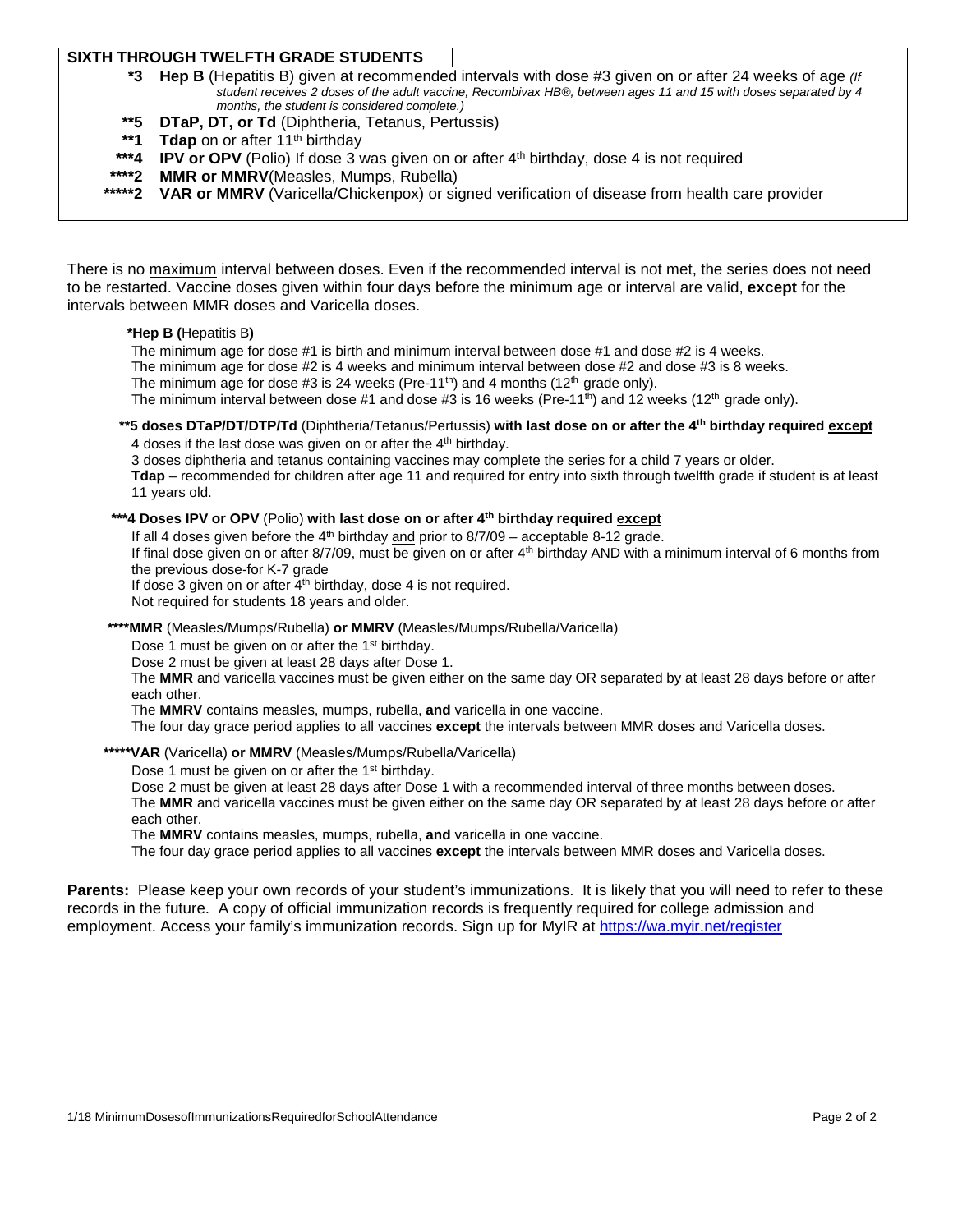## SIXTH THROUGH TWELFTH GRADE STUDENTS

- **\*3 Hep B** (Hepatitis B) given at recommended intervals with dose #3 given on or after 24 weeks of age *(If student receives 2 doses of the adult vaccine, Recombivax HB®, between ages 11 and 15 with doses separated by 4 months, the student is considered complete.)*
- **\*\*5 DTaP, DT, or Td** (Diphtheria, Tetanus, Pertussis)
- **\*\*1 Tdap** on or after 11th birthday
- **\*\*\*4 IPV or OPV** (Polio) If dose 3 was given on or after 4th birthday, dose 4 is not required
- **\*\*\*\*2 MMR or MMRV**(Measles, Mumps, Rubella)
- **\*\*\*\*\*2 VAR or MMRV** (Varicella/Chickenpox) or signed verification of disease from health care provider

There is no maximum interval between doses. Even if the recommended interval is not met, the series does not need to be restarted. Vaccine doses given within four days before the minimum age or interval are valid, **except** for the intervals between MMR doses and Varicella doses.

**\*Hep B (**Hepatitis B**)**

The minimum age for dose #1 is birth and minimum interval between dose #1 and dose #2 is 4 weeks.
The minimum age for dose #2 is 4 weeks and minimum interval between dose #2 and dose #3 is 8 weeks.
The minimum age for dose #3 is 24 weeks (Pre-11th) and 4 months (12th grade only).
The minimum interval between dose #1 and dose #3 is 16 weeks (Pre-11th) and 12 weeks (12th grade only).

**\*\*5 doses DTaP/DT/DTP/Td** (Diphtheria/Tetanus/Pertussis) **with last dose on or after the 4th birthday required except**

4 doses if the last dose was given on or after the 4th birthday.
3 doses diphtheria and tetanus containing vaccines may complete the series for a child 7 years or older.
**Tdap** – recommended for children after age 11 and required for entry into sixth through twelfth grade if student is at least 11 years old.

**\*\*\*4 Doses IPV or OPV** (Polio) **with last dose on or after 4th birthday required except**

If all 4 doses given before the 4th birthday and prior to 8/7/09 – acceptable 8-12 grade.
If final dose given on or after 8/7/09, must be given on or after 4th birthday AND with a minimum interval of 6 months from the previous dose-for K-7 grade
If dose 3 given on or after 4th birthday, dose 4 is not required.
Not required for students 18 years and older.

**\*\*\*\*MMR** (Measles/Mumps/Rubella) **or MMRV** (Measles/Mumps/Rubella/Varicella)

Dose 1 must be given on or after the 1st birthday.
Dose 2 must be given at least 28 days after Dose 1.
The **MMR** and varicella vaccines must be given either on the same day OR separated by at least 28 days before or after each other.
The **MMRV** contains measles, mumps, rubella, **and** varicella in one vaccine.
The four day grace period applies to all vaccines **except** the intervals between MMR doses and Varicella doses.

**\*\*\*\*\*VAR** (Varicella) **or MMRV** (Measles/Mumps/Rubella/Varicella)

Dose 1 must be given on or after the 1st birthday.
Dose 2 must be given at least 28 days after Dose 1 with a recommended interval of three months between doses.
The **MMR** and varicella vaccines must be given either on the same day OR separated by at least 28 days before or after each other.
The **MMRV** contains measles, mumps, rubella, **and** varicella in one vaccine.
The four day grace period applies to all vaccines **except** the intervals between MMR doses and Varicella doses.

**Parents:** Please keep your own records of your student's immunizations. It is likely that you will need to refer to these records in the future. A copy of official immunization records is frequently required for college admission and employment. Access your family's immunization records. Sign up for MyIR at https://wa.myir.net/register

1/18 MinimumDosesofImmunizationsRequiredforSchoolAttendance